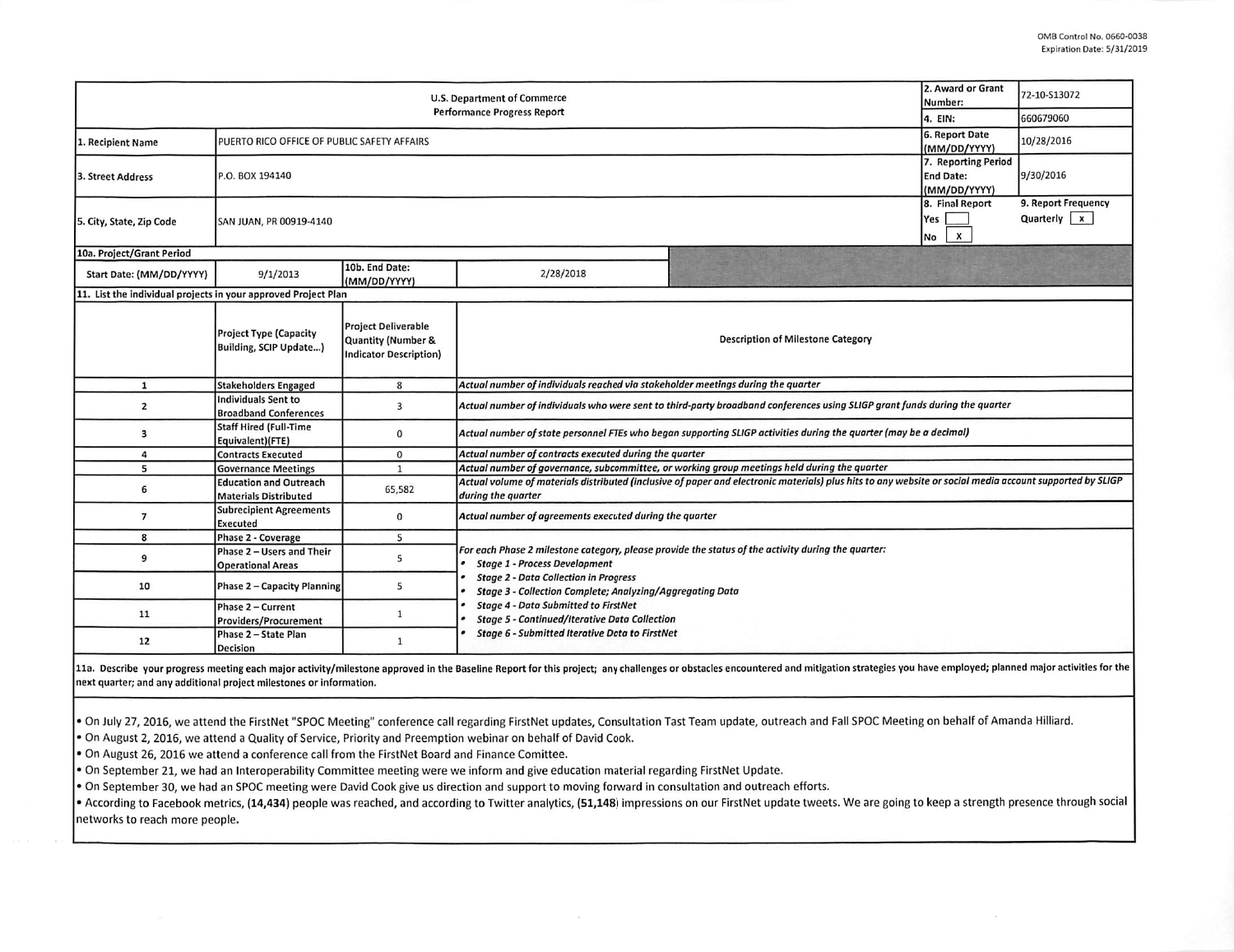OMB Control No. 0660-0038
Expiration Date: 5/31/2019

| U.S. Department of Commerce Performance Progress Report | | | | 2. Award or Grant Number: | 72-10-S13072 |
|---|---|---|---|---|---|
| | | | | 4. EIN: | 660679060 |
| 1. Recipient Name | PUERTO RICO OFFICE OF PUBLIC SAFETY AFFAIRS | | | 6. Report Date (MM/DD/YYYY) | 10/28/2016 |
| 3. Street Address | P.O. BOX 194140 | | | 7. Reporting Period End Date: (MM/DD/YYYY) | 9/30/2016 |
| 5. City, State, Zip Code | SAN JUAN, PR 00919-4140 | | | 8. Final Report Yes [ ] No [x] | 9. Report Frequency Quarterly [x] |
| 10a. Project/Grant Period | | | | | |
| Start Date: (MM/DD/YYYY) | 9/1/2013 | 10b. End Date: (MM/DD/YYYY) | 2/28/2018 | | |

**11. List the individual projects in your approved Project Plan**

| | Project Type (Capacity Building, SCIP Update...) | Project Deliverable Quantity (Number & Indicator Description) | Description of Milestone Category |
|---|---|---|---|
| 1 | Stakeholders Engaged | 8 | *Actual number of individuals reached via stakeholder meetings during the quarter* |
| 2 | Individuals Sent to Broadband Conferences | 3 | *Actual number of individuals who were sent to third-party broadband conferences using SLIGP grant funds during the quarter* |
| 3 | Staff Hired (Full-Time Equivalent)(FTE) | 0 | *Actual number of state personnel FTEs who began supporting SLIGP activities during the quarter (may be a decimal)* |
| 4 | Contracts Executed | 0 | *Actual number of contracts executed during the quarter* |
| 5 | Governance Meetings | 1 | *Actual number of governance, subcommittee, or working group meetings held during the quarter* |
| 6 | Education and Outreach Materials Distributed | 65,582 | *Actual volume of materials distributed (inclusive of paper and electronic materials) plus hits to any website or social media account supported by SLIGP during the quarter* |
| 7 | Subrecipient Agreements Executed | 0 | *Actual number of agreements executed during the quarter* |
| 8 | Phase 2 - Coverage | 5 | *For each Phase 2 milestone category, please provide the status of the activity during the quarter:* <br>• *Stage 1 - Process Development* <br>• *Stage 2 - Data Collection in Progress* <br>• *Stage 3 - Collection Complete; Analyzing/Aggregating Data* <br>• *Stage 4 - Data Submitted to FirstNet* <br>• *Stage 5 - Continued/Iterative Data Collection* <br>• *Stage 6 - Submitted Iterative Data to FirstNet* |
| 9 | Phase 2 – Users and Their Operational Areas | 5 | |
| 10 | Phase 2 – Capacity Planning | 5 | |
| 11 | Phase 2 – Current Providers/Procurement | 1 | |
| 12 | Phase 2 – State Plan Decision | 1 | |

11a. Describe your progress meeting each major activity/milestone approved in the Baseline Report for this project; any challenges or obstacles encountered and mitigation strategies you have employed; planned major activities for the next quarter; and any additional project milestones or information.

- On July 27, 2016, we attend the FirstNet "SPOC Meeting" conference call regarding FirstNet updates, Consultation Tast Team update, outreach and Fall SPOC Meeting on behalf of Amanda Hilliard.
- On August 2, 2016, we attend a Quality of Service, Priority and Preemption webinar on behalf of David Cook.
- On August 26, 2016 we attend a conference call from the FirstNet Board and Finance Comittee.
- On September 21, we had an Interoperability Committee meeting were we inform and give education material regarding FirstNet Update.
- On September 30, we had an SPOC meeting were David Cook give us direction and support to moving forward in consultation and outreach efforts.
- According to Facebook metrics, **(14,434)** people was reached, and according to Twitter analytics, **(51,148)** impressions on our FirstNet update tweets. We are going to keep a strength presence through social networks to reach more people.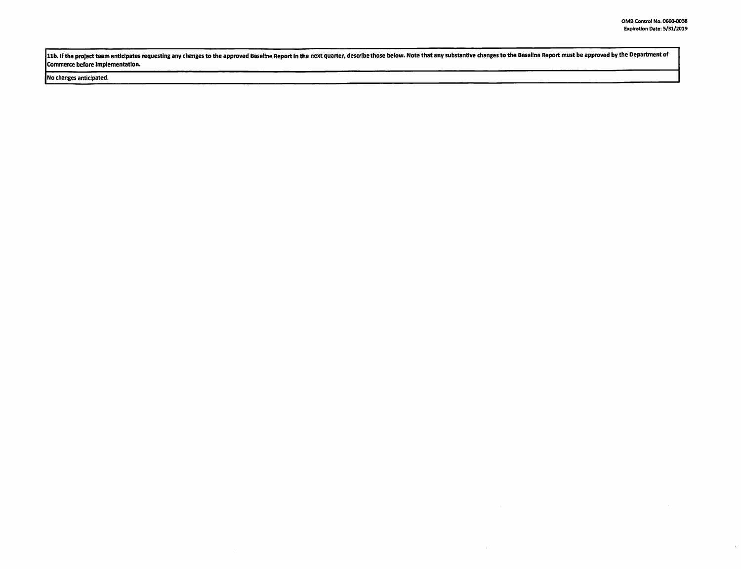| 11b. If the project team anticipates requesting any changes to the approved Baseline Report in the next quarter, describe those below. Note that any substantive changes to the Baseline Report must be approved by the Department of Commerce before implementation. |
| --- |
| No changes anticipated. |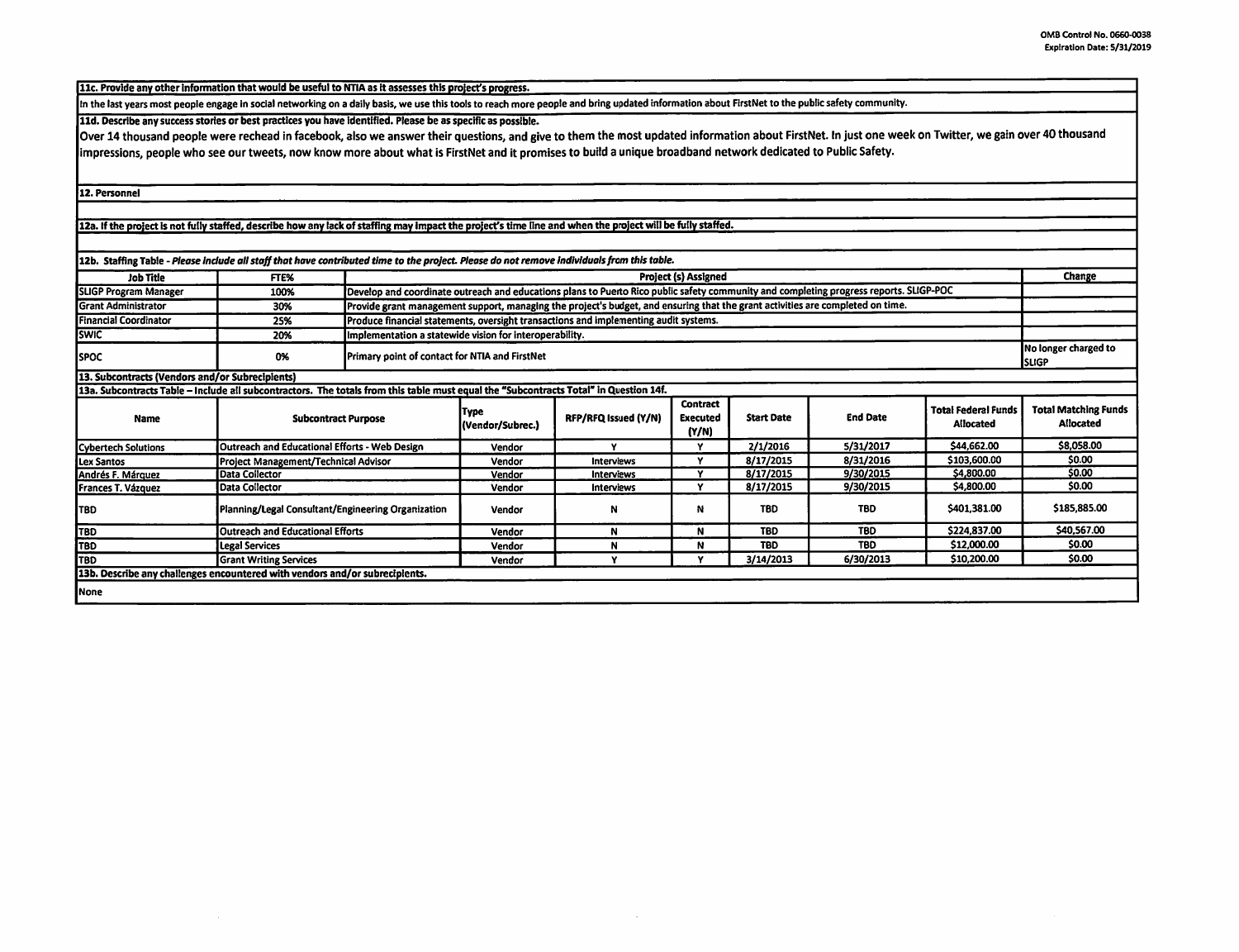**11c. Provide any other information that would be useful to NTIA as it assesses this project's progress.**

In the last years most people engage in social networking on a daily basis, we use this tools to reach more people and bring updated information about FirstNet to the public safety community.

**11d. Describe any success stories or best practices you have identified. Please be as specific as possible.**

Over 14 thousand people were rechead in facebook, also we answer their questions, and give to them the most updated information about FirstNet. In just one week on Twitter, we gain over 40 thousand impressions, people who see our tweets, now know more about what is FirstNet and it promises to build a unique broadband network dedicated to Public Safety.

**12. Personnel**

**12a. If the project is not fully staffed, describe how any lack of staffing may impact the project's time line and when the project will be fully staffed.**

**12b. Staffing Table** - *Please include all staff that have contributed time to the project. Please do not remove individuals from this table.*

| Job Title | FTE% | Project (s) Assigned | Change |
|---|---|---|---|
| SLIGP Program Manager | 100% | Develop and coordinate outreach and educations plans to Puerto Rico public safety community and completing progress reports. SLIGP-POC | |
| Grant Administrator | 30% | Provide grant management support, managing the project's budget, and ensuring that the grant activities are completed on time. | |
| Financial Coordinator | 25% | Produce financial statements, oversight transactions and implementing audit systems. | |
| SWIC | 20% | Implementation a statewide vision for interoperability. | |
| SPOC | 0% | Primary point of contact for NTIA and FirstNet | No longer charged to SLIGP |

**13. Subcontracts (Vendors and/or Subrecipients)**

**13a. Subcontracts Table – Include all subcontractors. The totals from this table must equal the "Subcontracts Total" in Question 14f.**

| Name | Subcontract Purpose | Type (Vendor/Subrec.) | RFP/RFQ Issued (Y/N) | Contract Executed (Y/N) | Start Date | End Date | Total Federal Funds Allocated | Total Matching Funds Allocated |
|---|---|---|---|---|---|---|---|---|
| Cybertech Solutions | Outreach and Educational Efforts - Web Design | Vendor | Y | Y | 2/1/2016 | 5/31/2017 | $44,662.00 | $8,058.00 |
| Lex Santos | Project Management/Technical Advisor | Vendor | Interviews | Y | 8/17/2015 | 8/31/2016 | $103,600.00 | $0.00 |
| Andrés F. Márquez | Data Collector | Vendor | Interviews | Y | 8/17/2015 | 9/30/2015 | $4,800.00 | $0.00 |
| Frances T. Vázquez | Data Collector | Vendor | Interviews | Y | 8/17/2015 | 9/30/2015 | $4,800.00 | $0.00 |
| TBD | Planning/Legal Consultant/Engineering Organization | Vendor | N | N | TBD | TBD | $401,381.00 | $185,885.00 |
| TBD | Outreach and Educational Efforts | Vendor | N | N | TBD | TBD | $224,837.00 | $40,567.00 |
| TBD | Legal Services | Vendor | N | N | TBD | TBD | $12,000.00 | $0.00 |
| TBD | Grant Writing Services | Vendor | Y | Y | 3/14/2013 | 6/30/2013 | $10,200.00 | $0.00 |

**13b. Describe any challenges encountered with vendors and/or subrecipients.**

None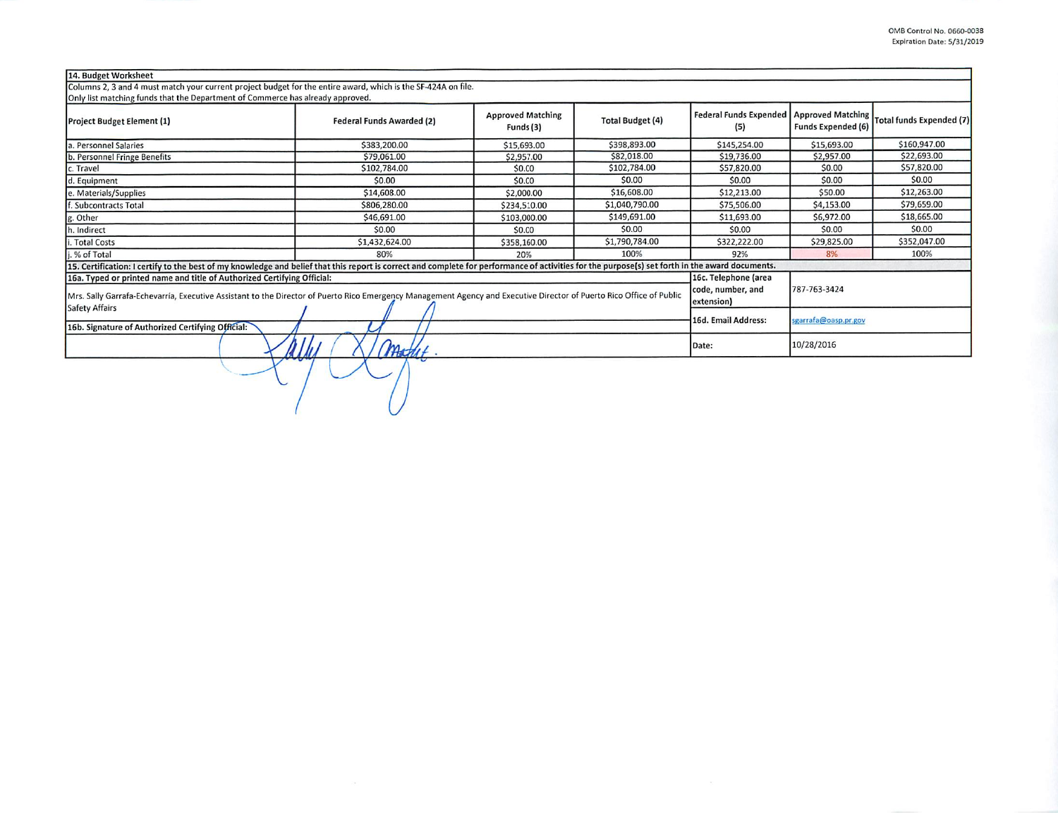OMB Control No. 0660-0038
Expiration Date: 5/31/2019

**14. Budget Worksheet**

Columns 2, 3 and 4 must match your current project budget for the entire award, which is the SF-424A on file.
Only list matching funds that the Department of Commerce has already approved.

| Project Budget Element (1) | Federal Funds Awarded (2) | Approved Matching Funds (3) | Total Budget (4) | Federal Funds Expended (5) | Approved Matching Funds Expended (6) | Total funds Expended (7) |
|---|---|---|---|---|---|---|
| a. Personnel Salaries | $383,200.00 | $15,693.00 | $398,893.00 | $145,254.00 | $15,693.00 | $160,947.00 |
| b. Personnel Fringe Benefits | $79,061.00 | $2,957.00 | $82,018.00 | $19,736.00 | $2,957.00 | $22,693.00 |
| c. Travel | $102,784.00 | $0.00 | $102,784.00 | $57,820.00 | $0.00 | $57,820.00 |
| d. Equipment | $0.00 | $0.00 | $0.00 | $0.00 | $0.00 | $0.00 |
| e. Materials/Supplies | $14,608.00 | $2,000.00 | $16,608.00 | $12,213.00 | $50.00 | $12,263.00 |
| f. Subcontracts Total | $806,280.00 | $234,510.00 | $1,040,790.00 | $75,506.00 | $4,153.00 | $79,659.00 |
| g. Other | $46,691.00 | $103,000.00 | $149,691.00 | $11,693.00 | $6,972.00 | $18,665.00 |
| h. Indirect | $0.00 | $0.00 | $0.00 | $0.00 | $0.00 | $0.00 |
| i. Total Costs | $1,432,624.00 | $358,160.00 | $1,790,784.00 | $322,222.00 | $29,825.00 | $352,047.00 |
| j. % of Total | 80% | 20% | 100% | 92% | 8% | 100% |

**15. Certification: I certify to the best of my knowledge and belief that this report is correct and complete for performance of activities for the purpose(s) set forth in the award documents.**

**16a. Typed or printed name and title of Authorized Certifying Official:**

Mrs. Sally Garrafa-Echevarria, Executive Assistant to the Director of Puerto Rico Emergency Management Agency and Executive Director of Puerto Rico Office of Public Safety Affairs

**16b. Signature of Authorized Certifying Official:**

**16c. Telephone (area code, number, and extension)** 787-763-3424

**16d. Email Address:** sgarrafa@oasp.pr.gov

Date: 10/28/2016